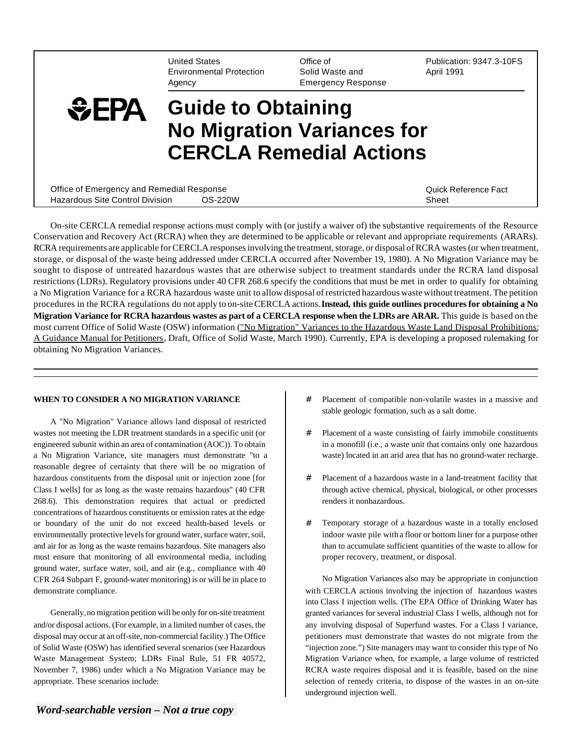United States Environmental Protection Agency

Office of Solid Waste and Emergency Response

Publication: 9347.3-10FS
April 1991

# Guide to Obtaining No Migration Variances for CERCLA Remedial Actions

Office of Emergency and Remedial Response
Hazardous Site Control Division OS-220W

Quick Reference Fact Sheet

On-site CERCLA remedial response actions must comply with (or justify a waiver of) the substantive requirements of the Resource Conservation and Recovery Act (RCRA) when they are determined to be applicable or relevant and appropriate requirements (ARARs). RCRA requirements are applicable for CERCLA responses involving the treatment, storage, or disposal of RCRA wastes (or when treatment, storage, or disposal of the waste being addressed under CERCLA occurred after November 19, 1980). A No Migration Variance may be sought to dispose of untreated hazardous wastes that are otherwise subject to treatment standards under the RCRA land disposal restrictions (LDRs). Regulatory provisions under 40 CFR 268.6 specify the conditions that must be met in order to qualify for obtaining a No Migration Variance for a RCRA hazardous waste unit to allow disposal of restricted hazardous waste without treatment. The petition procedures in the RCRA regulations do not apply to on-site CERCLA actions. **Instead, this guide outlines procedures for obtaining a No Migration Variance for RCRA hazardous wastes as part of a CERCLA response when the LDRs are ARAR.** This guide is based on the most current Office of Solid Waste (OSW) information ("No Migration" Variances to the Hazardous Waste Land Disposal Prohibitions: A Guidance Manual for Petitioners, Draft, Office of Solid Waste, March 1990). Currently, EPA is developing a proposed rulemaking for obtaining No Migration Variances.

## WHEN TO CONSIDER A NO MIGRATION VARIANCE

A "No Migration" Variance allows land disposal of restricted wastes not meeting the LDR treatment standards in a specific unit (or engineered subunit within an area of contamination (AOC)). To obtain a No Migration Variance, site managers must demonstrate "to a reasonable degree of certainty that there will be no migration of hazardous constituents from the disposal unit or injection zone [for Class I wells] for as long as the waste remains hazardous" (40 CFR 268.6). This demonstration requires that actual or predicted concentrations of hazardous constituents or emission rates at the edge or boundary of the unit do not exceed health-based levels or environmentally protective levels for ground water, surface water, soil, and air for as long as the waste remains hazardous. Site managers also must ensure that monitoring of all environmental media, including ground water, surface water, soil, and air (e.g., compliance with 40 CFR 264 Subpart F, ground-water monitoring) is or will be in place to demonstrate compliance.

Generally, no migration petition will be only for on-site treatment and/or disposal actions. (For example, in a limited number of cases, the disposal may occur at an off-site, non-commercial facility.) The Office of Solid Waste (OSW) has identified several scenarios (see Hazardous Waste Management System; LDRs Final Rule, 51 FR 40572, November 7, 1986) under which a No Migration Variance may be appropriate. These scenarios include:

- Placement of compatible non-volatile wastes in a massive and stable geologic formation, such as a salt dome.
- Placement of a waste consisting of fairly immobile constituents in a monofill (i.e., a waste unit that contains only one hazardous waste) located in an arid area that has no ground-water recharge.
- Placement of a hazardous waste in a land-treatment facility that through active chemical, physical, biological, or other processes renders it nonhazardous.
- Temporary storage of a hazardous waste in a totally enclosed indoor waste pile with a floor or bottom liner for a purpose other than to accumulate sufficient quantities of the waste to allow for proper recovery, treatment, or disposal.

No Migration Variances also may be appropriate in conjunction with CERCLA actions involving the injection of hazardous wastes into Class I injection wells. (The EPA Office of Drinking Water has granted variances for several industrial Class I wells, although not for any involving disposal of Superfund wastes. For a Class I variance, petitioners must demonstrate that wastes do not migrate from the "injection zone.") Site managers may want to consider this type of No Migration Variance when, for example, a large volume of restricted RCRA waste requires disposal and it is feasible, based on the nine selection of remedy criteria, to dispose of the wastes in an on-site underground injection well.

*Word-searchable version – Not a true copy*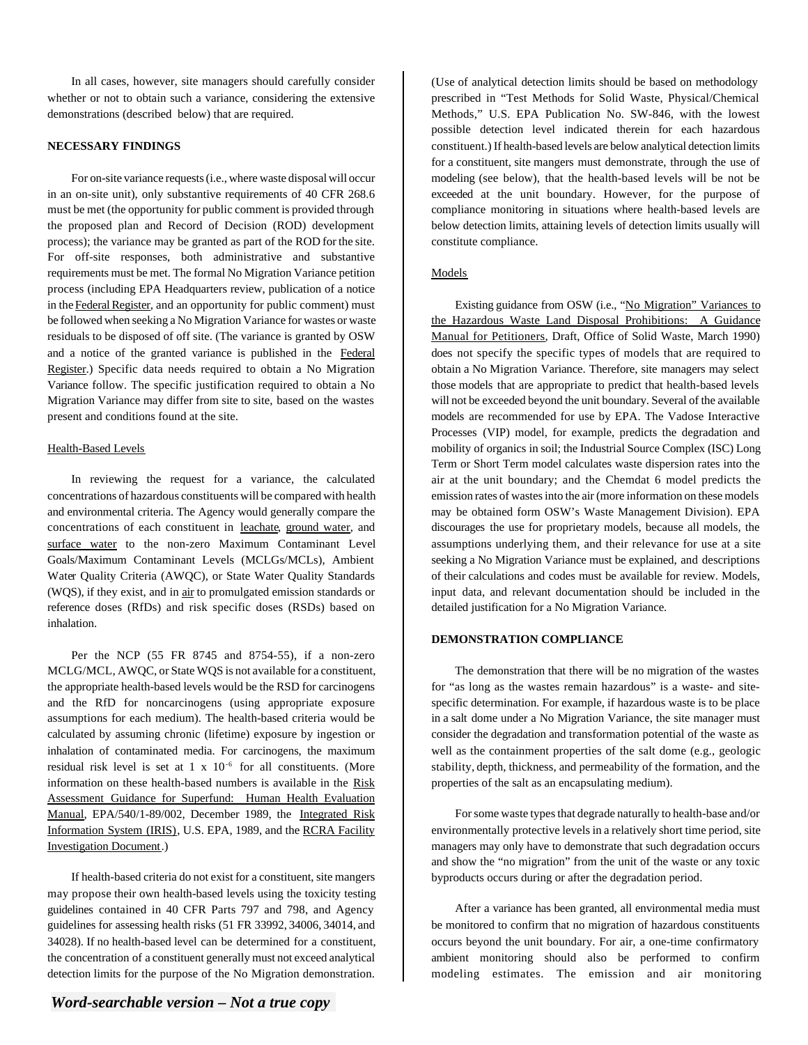In all cases, however, site managers should carefully consider whether or not to obtain such a variance, considering the extensive demonstrations (described below) that are required.

**NECESSARY FINDINGS**

For on-site variance requests (i.e., where waste disposal will occur in an on-site unit), only substantive requirements of 40 CFR 268.6 must be met (the opportunity for public comment is provided through the proposed plan and Record of Decision (ROD) development process); the variance may be granted as part of the ROD for the site. For off-site responses, both administrative and substantive requirements must be met. The formal No Migration Variance petition process (including EPA Headquarters review, publication of a notice in the Federal Register, and an opportunity for public comment) must be followed when seeking a No Migration Variance for wastes or waste residuals to be disposed of off site. (The variance is granted by OSW and a notice of the granted variance is published in the Federal Register.) Specific data needs required to obtain a No Migration Variance follow. The specific justification required to obtain a No Migration Variance may differ from site to site, based on the wastes present and conditions found at the site.

Health-Based Levels

In reviewing the request for a variance, the calculated concentrations of hazardous constituents will be compared with health and environmental criteria. The Agency would generally compare the concentrations of each constituent in leachate, ground water, and surface water to the non-zero Maximum Contaminant Level Goals/Maximum Contaminant Levels (MCLGs/MCLs), Ambient Water Quality Criteria (AWQC), or State Water Quality Standards (WQS), if they exist, and in air to promulgated emission standards or reference doses (RfDs) and risk specific doses (RSDs) based on inhalation.

Per the NCP (55 FR 8745 and 8754-55), if a non-zero MCLG/MCL, AWQC, or State WQS is not available for a constituent, the appropriate health-based levels would be the RSD for carcinogens and the RfD for noncarcinogens (using appropriate exposure assumptions for each medium). The health-based criteria would be calculated by assuming chronic (lifetime) exposure by ingestion or inhalation of contaminated media. For carcinogens, the maximum residual risk level is set at $1 \times 10^{-6}$ for all constituents. (More information on these health-based numbers is available in the Risk Assessment Guidance for Superfund: Human Health Evaluation Manual, EPA/540/1-89/002, December 1989, the Integrated Risk Information System (IRIS), U.S. EPA, 1989, and the RCRA Facility Investigation Document.)

If health-based criteria do not exist for a constituent, site mangers may propose their own health-based levels using the toxicity testing guidelines contained in 40 CFR Parts 797 and 798, and Agency guidelines for assessing health risks (51 FR 33992, 34006, 34014, and 34028). If no health-based level can be determined for a constituent, the concentration of a constituent generally must not exceed analytical detection limits for the purpose of the No Migration demonstration. (Use of analytical detection limits should be based on methodology prescribed in "Test Methods for Solid Waste, Physical/Chemical Methods," U.S. EPA Publication No. SW-846, with the lowest possible detection level indicated therein for each hazardous constituent.) If health-based levels are below analytical detection limits for a constituent, site mangers must demonstrate, through the use of modeling (see below), that the health-based levels will be not be exceeded at the unit boundary. However, for the purpose of compliance monitoring in situations where health-based levels are below detection limits, attaining levels of detection limits usually will constitute compliance.

Models

Existing guidance from OSW (i.e., "No Migration" Variances to the Hazardous Waste Land Disposal Prohibitions: A Guidance Manual for Petitioners, Draft, Office of Solid Waste, March 1990) does not specify the specific types of models that are required to obtain a No Migration Variance. Therefore, site managers may select those models that are appropriate to predict that health-based levels will not be exceeded beyond the unit boundary. Several of the available models are recommended for use by EPA. The Vadose Interactive Processes (VIP) model, for example, predicts the degradation and mobility of organics in soil; the Industrial Source Complex (ISC) Long Term or Short Term model calculates waste dispersion rates into the air at the unit boundary; and the Chemdat 6 model predicts the emission rates of wastes into the air (more information on these models may be obtained form OSW's Waste Management Division). EPA discourages the use for proprietary models, because all models, the assumptions underlying them, and their relevance for use at a site seeking a No Migration Variance must be explained, and descriptions of their calculations and codes must be available for review. Models, input data, and relevant documentation should be included in the detailed justification for a No Migration Variance.

**DEMONSTRATION COMPLIANCE**

The demonstration that there will be no migration of the wastes for "as long as the wastes remain hazardous" is a waste- and site-specific determination. For example, if hazardous waste is to be place in a salt dome under a No Migration Variance, the site manager must consider the degradation and transformation potential of the waste as well as the containment properties of the salt dome (e.g., geologic stability, depth, thickness, and permeability of the formation, and the properties of the salt as an encapsulating medium).

For some waste types that degrade naturally to health-base and/or environmentally protective levels in a relatively short time period, site managers may only have to demonstrate that such degradation occurs and show the "no migration" from the unit of the waste or any toxic byproducts occurs during or after the degradation period.

After a variance has been granted, all environmental media must be monitored to confirm that no migration of hazardous constituents occurs beyond the unit boundary. For air, a one-time confirmatory ambient monitoring should also be performed to confirm modeling estimates. The emission and air monitoring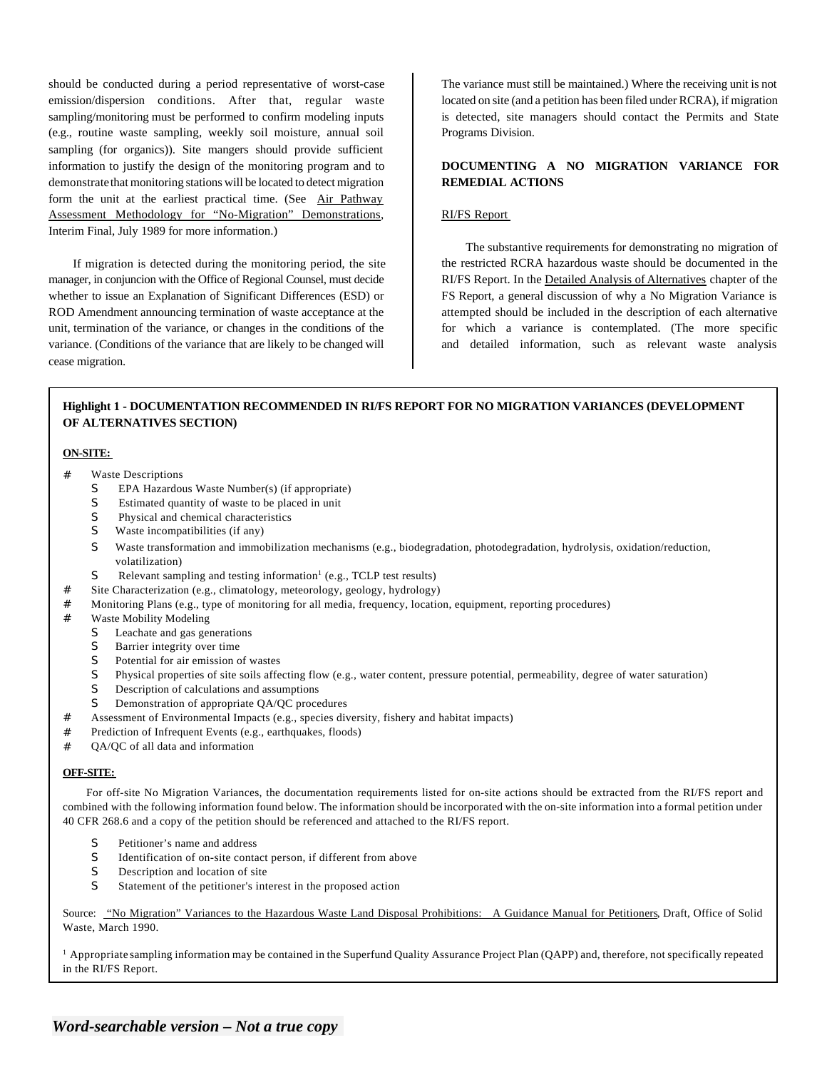should be conducted during a period representative of worst-case emission/dispersion conditions. After that, regular waste sampling/monitoring must be performed to confirm modeling inputs (e.g., routine waste sampling, weekly soil moisture, annual soil sampling (for organics)). Site mangers should provide sufficient information to justify the design of the monitoring program and to demonstrate that monitoring stations will be located to detect migration form the unit at the earliest practical time. (See Air Pathway Assessment Methodology for "No-Migration" Demonstrations, Interim Final, July 1989 for more information.)

If migration is detected during the monitoring period, the site manager, in conjuncion with the Office of Regional Counsel, must decide whether to issue an Explanation of Significant Differences (ESD) or ROD Amendment announcing termination of waste acceptance at the unit, termination of the variance, or changes in the conditions of the variance. (Conditions of the variance that are likely to be changed will cease migration. The variance must still be maintained.) Where the receiving unit is not located on site (and a petition has been filed under RCRA), if migration is detected, site managers should contact the Permits and State Programs Division.

**DOCUMENTING A NO MIGRATION VARIANCE FOR REMEDIAL ACTIONS**

RI/FS Report

The substantive requirements for demonstrating no migration of the restricted RCRA hazardous waste should be documented in the RI/FS Report. In the Detailed Analysis of Alternatives chapter of the FS Report, a general discussion of why a No Migration Variance is attempted should be included in the description of each alternative for which a variance is contemplated. (The more specific and detailed information, such as relevant waste analysis

**Highlight 1 - DOCUMENTATION RECOMMENDED IN RI/FS REPORT FOR NO MIGRATION VARIANCES (DEVELOPMENT OF ALTERNATIVES SECTION)**

**ON-SITE:**

- Waste Descriptions
  - EPA Hazardous Waste Number(s) (if appropriate)
  - Estimated quantity of waste to be placed in unit
  - Physical and chemical characteristics
  - Waste incompatibilities (if any)
  - Waste transformation and immobilization mechanisms (e.g., biodegradation, photodegradation, hydrolysis, oxidation/reduction, volatilization)
  - Relevant sampling and testing information[1] (e.g., TCLP test results)
- Site Characterization (e.g., climatology, meteorology, geology, hydrology)
- Monitoring Plans (e.g., type of monitoring for all media, frequency, location, equipment, reporting procedures)
- Waste Mobility Modeling
  - Leachate and gas generations
  - Barrier integrity over time
  - Potential for air emission of wastes
  - Physical properties of site soils affecting flow (e.g., water content, pressure potential, permeability, degree of water saturation)
  - Description of calculations and assumptions
  - Demonstration of appropriate QA/QC procedures
- Assessment of Environmental Impacts (e.g., species diversity, fishery and habitat impacts)
- Prediction of Infrequent Events (e.g., earthquakes, floods)
- QA/QC of all data and information

**OFF-SITE:**

For off-site No Migration Variances, the documentation requirements listed for on-site actions should be extracted from the RI/FS report and combined with the following information found below. The information should be incorporated with the on-site information into a formal petition under 40 CFR 268.6 and a copy of the petition should be referenced and attached to the RI/FS report.

- Petitioner's name and address
- Identification of on-site contact person, if different from above
- Description and location of site
- Statement of the petitioner's interest in the proposed action

Source: "No Migration" Variances to the Hazardous Waste Land Disposal Prohibitions: A Guidance Manual for Petitioners, Draft, Office of Solid Waste, March 1990.

[1] Appropriate sampling information may be contained in the Superfund Quality Assurance Project Plan (QAPP) and, therefore, not specifically repeated in the RI/FS Report.

*Word-searchable version – Not a true copy*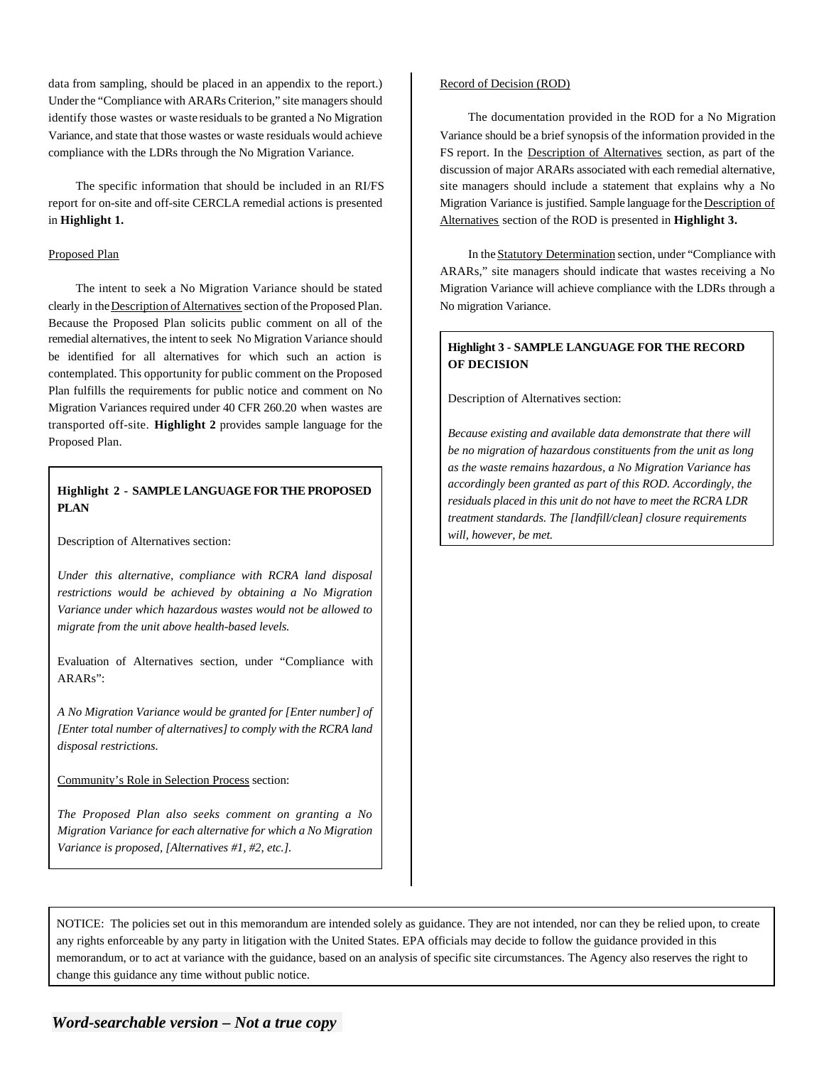data from sampling, should be placed in an appendix to the report.) Under the "Compliance with ARARs Criterion," site managers should identify those wastes or waste residuals to be granted a No Migration Variance, and state that those wastes or waste residuals would achieve compliance with the LDRs through the No Migration Variance.

The specific information that should be included in an RI/FS report for on-site and off-site CERCLA remedial actions is presented in **Highlight 1.**

Proposed Plan

The intent to seek a No Migration Variance should be stated clearly in the Description of Alternatives section of the Proposed Plan. Because the Proposed Plan solicits public comment on all of the remedial alternatives, the intent to seek No Migration Variance should be identified for all alternatives for which such an action is contemplated. This opportunity for public comment on the Proposed Plan fulfills the requirements for public notice and comment on No Migration Variances required under 40 CFR 260.20 when wastes are transported off-site. **Highlight 2** provides sample language for the Proposed Plan.

> **Highlight 2 - SAMPLE LANGUAGE FOR THE PROPOSED PLAN**
>
> Description of Alternatives section:
>
> *Under this alternative, compliance with RCRA land disposal restrictions would be achieved by obtaining a No Migration Variance under which hazardous wastes would not be allowed to migrate from the unit above health-based levels.*
>
> Evaluation of Alternatives section, under "Compliance with ARARs":
>
> *A No Migration Variance would be granted for [Enter number] of [Enter total number of alternatives] to comply with the RCRA land disposal restrictions.*
>
> Community's Role in Selection Process section:
>
> *The Proposed Plan also seeks comment on granting a No Migration Variance for each alternative for which a No Migration Variance is proposed, [Alternatives #1, #2, etc.].*

Record of Decision (ROD)

The documentation provided in the ROD for a No Migration Variance should be a brief synopsis of the information provided in the FS report. In the Description of Alternatives section, as part of the discussion of major ARARs associated with each remedial alternative, site managers should include a statement that explains why a No Migration Variance is justified. Sample language for the Description of Alternatives section of the ROD is presented in **Highlight 3.**

In the Statutory Determination section, under "Compliance with ARARs," site managers should indicate that wastes receiving a No Migration Variance will achieve compliance with the LDRs through a No migration Variance.

> **Highlight 3 - SAMPLE LANGUAGE FOR THE RECORD OF DECISION**
>
> Description of Alternatives section:
>
> *Because existing and available data demonstrate that there will be no migration of hazardous constituents from the unit as long as the waste remains hazardous, a No Migration Variance has accordingly been granted as part of this ROD. Accordingly, the residuals placed in this unit do not have to meet the RCRA LDR treatment standards. The [landfill/clean] closure requirements will, however, be met.*

NOTICE: The policies set out in this memorandum are intended solely as guidance. They are not intended, nor can they be relied upon, to create any rights enforceable by any party in litigation with the United States. EPA officials may decide to follow the guidance provided in this memorandum, or to act at variance with the guidance, based on an analysis of specific site circumstances. The Agency also reserves the right to change this guidance any time without public notice.

***Word-searchable version – Not a true copy***